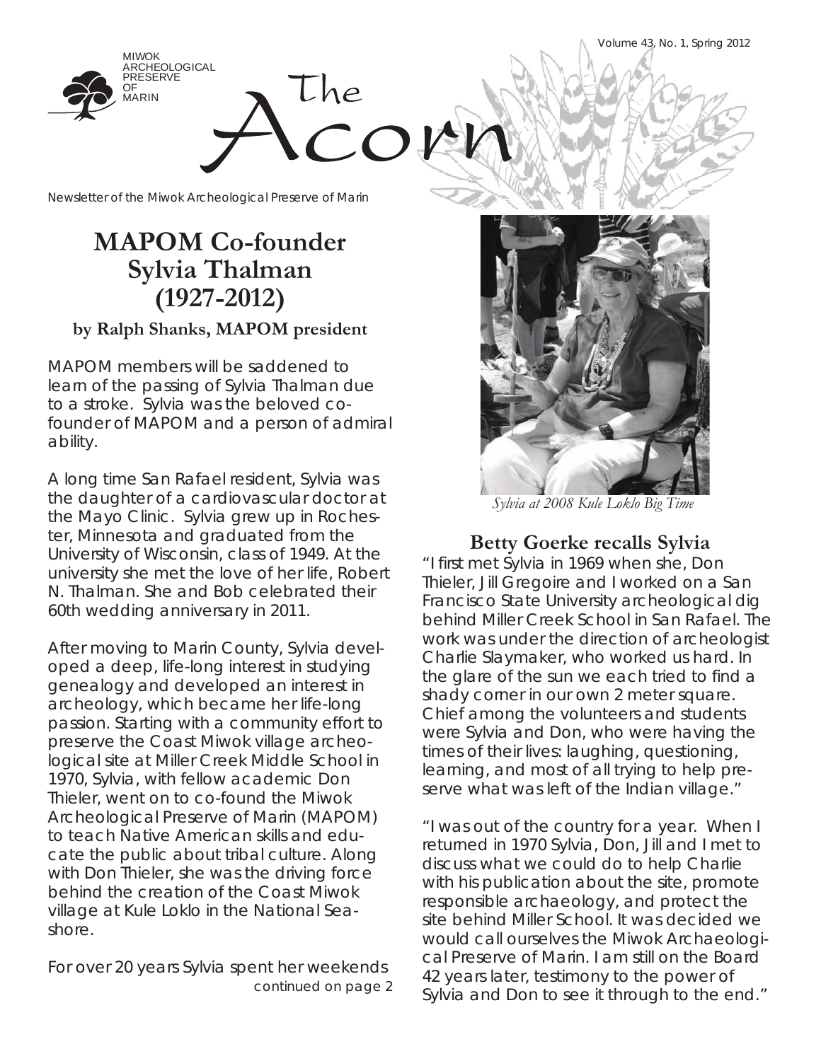MIWOK ARCHEOLOGICAL PRESERVE OF MARIN

# The Acorn

Newsletter of the Miwok Archeological Preserve of Marin

Volume 43, No. 1, Spring 2012

## MAPOM Co-founder Sylvia Thalman (1927-2012)

**by Ralph Shanks, MAPOM president**

MAPOM members will be saddened to learn of the passing of Sylvia Thalman due to a stroke. Sylvia was the beloved co-founder of MAPOM and a person of admiral ability.

A long time San Rafael resident, Sylvia was the daughter of a cardiovascular doctor at the Mayo Clinic. Sylvia grew up in Rochester, Minnesota and graduated from the University of Wisconsin, class of 1949. At the university she met the love of her life, Robert N. Thalman. She and Bob celebrated their 60th wedding anniversary in 2011.

After moving to Marin County, Sylvia developed a deep, life-long interest in studying genealogy and developed an interest in archeology, which became her life-long passion. Starting with a community effort to preserve the Coast Miwok village archeological site at Miller Creek Middle School in 1970, Sylvia, with fellow academic Don Thieler, went on to co-found the Miwok Archeological Preserve of Marin (MAPOM) to teach Native American skills and educate the public about tribal culture. Along with Don Thieler, she was the driving force behind the creation of the Coast Miwok village at Kule Loklo in the National Seashore.

For over 20 years Sylvia spent her weekends

continued on page 2

*Sylvia at 2008 Kule Loklo Big Time*

### Betty Goerke recalls Sylvia

"I first met Sylvia in 1969 when she, Don Thieler, Jill Gregoire and I worked on a San Francisco State University archeological dig behind Miller Creek School in San Rafael. The work was under the direction of archeologist Charlie Slaymaker, who worked us hard. In the glare of the sun we each tried to find a shady corner in our own 2 meter square. Chief among the volunteers and students were Sylvia and Don, who were having the times of their lives: laughing, questioning, learning, and most of all trying to help preserve what was left of the Indian village."

"I was out of the country for a year. When I returned in 1970 Sylvia, Don, Jill and I met to discuss what we could do to help Charlie with his publication about the site, promote responsible archaeology, and protect the site behind Miller School. It was decided we would call ourselves the Miwok Archaeological Preserve of Marin. I am still on the Board 42 years later, testimony to the power of Sylvia and Don to see it through to the end."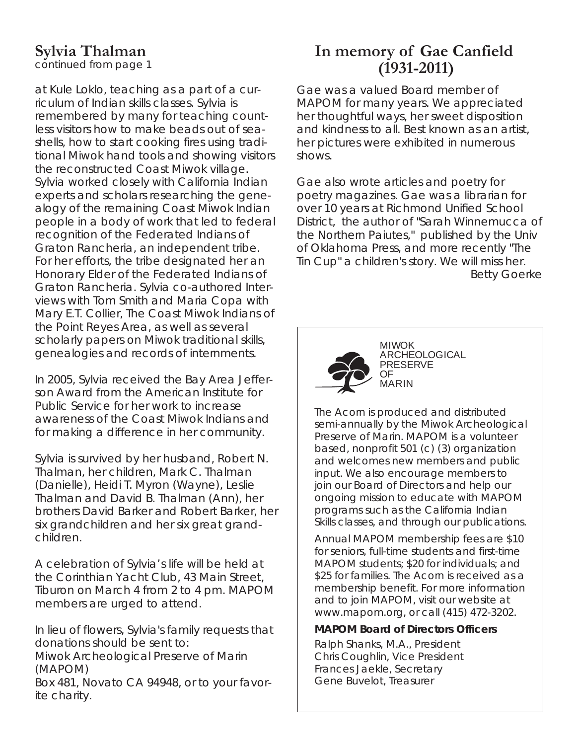## Sylvia Thalman

*continued from page 1*

at Kule Loklo, teaching as a part of a curriculum of Indian skills classes. Sylvia is remembered by many for teaching countless visitors how to make beads out of seashells, how to start cooking fires using traditional Miwok hand tools and showing visitors the reconstructed Coast Miwok village. Sylvia worked closely with California Indian experts and scholars researching the genealogy of the remaining Coast Miwok Indian people in a body of work that led to federal recognition of the Federated Indians of Graton Rancheria, an independent tribe. For her efforts, the tribe designated her an Honorary Elder of the Federated Indians of Graton Rancheria. Sylvia co-authored Interviews with Tom Smith and Maria Copa with Mary E.T. Collier, The Coast Miwok Indians of the Point Reyes Area, as well as several scholarly papers on Miwok traditional skills, genealogies and records of internments.

In 2005, Sylvia received the Bay Area Jefferson Award from the American Institute for Public Service for her work to increase awareness of the Coast Miwok Indians and for making a difference in her community.

Sylvia is survived by her husband, Robert N. Thalman, her children, Mark C. Thalman (Danielle), Heidi T. Myron (Wayne), Leslie Thalman and David B. Thalman (Ann), her brothers David Barker and Robert Barker, her six grandchildren and her six great grandchildren.

A celebration of Sylvia's life will be held at the Corinthian Yacht Club, 43 Main Street, Tiburon on March 4 from 2 to 4 pm. MAPOM members are urged to attend.

In lieu of flowers, Sylvia's family requests that donations should be sent to:
Miwok Archeological Preserve of Marin (MAPOM)
Box 481, Novato CA 94948, or to your favorite charity.

## In memory of Gae Canfield (1931-2011)

Gae was a valued Board member of MAPOM for many years. We appreciated her thoughtful ways, her sweet disposition and kindness to all. Best known as an artist, her pictures were exhibited in numerous shows.

Gae also wrote articles and poetry for poetry magazines. Gae was a librarian for over 10 years at Richmond Unified School District, the author of "Sarah Winnemucca of the Northern Paiutes," published by the Univ of Oklahoma Press, and more recently "The Tin Cup" a children's story. We will miss her.

Betty Goerke

---

MIWOK ARCHEOLOGICAL PRESERVE OF MARIN

The Acorn is produced and distributed semi-annually by the Miwok Archeological Preserve of Marin. MAPOM is a volunteer based, nonprofit 501 (c) (3) organization and welcomes new members and public input. We also encourage members to join our Board of Directors and help our ongoing mission to educate with MAPOM programs such as the California Indian Skills classes, and through our publications.

Annual MAPOM membership fees are $10 for seniors, full-time students and first-time MAPOM students; $20 for individuals; and $25 for families. The Acorn is received as a membership benefit. For more information and to join MAPOM, visit our website at www.mapom.org, or call (415) 472-3202.

**MAPOM Board of Directors Officers**

Ralph Shanks, M.A., President
Chris Coughlin, Vice President
Frances Jaekle, Secretary
Gene Buvelot, Treasurer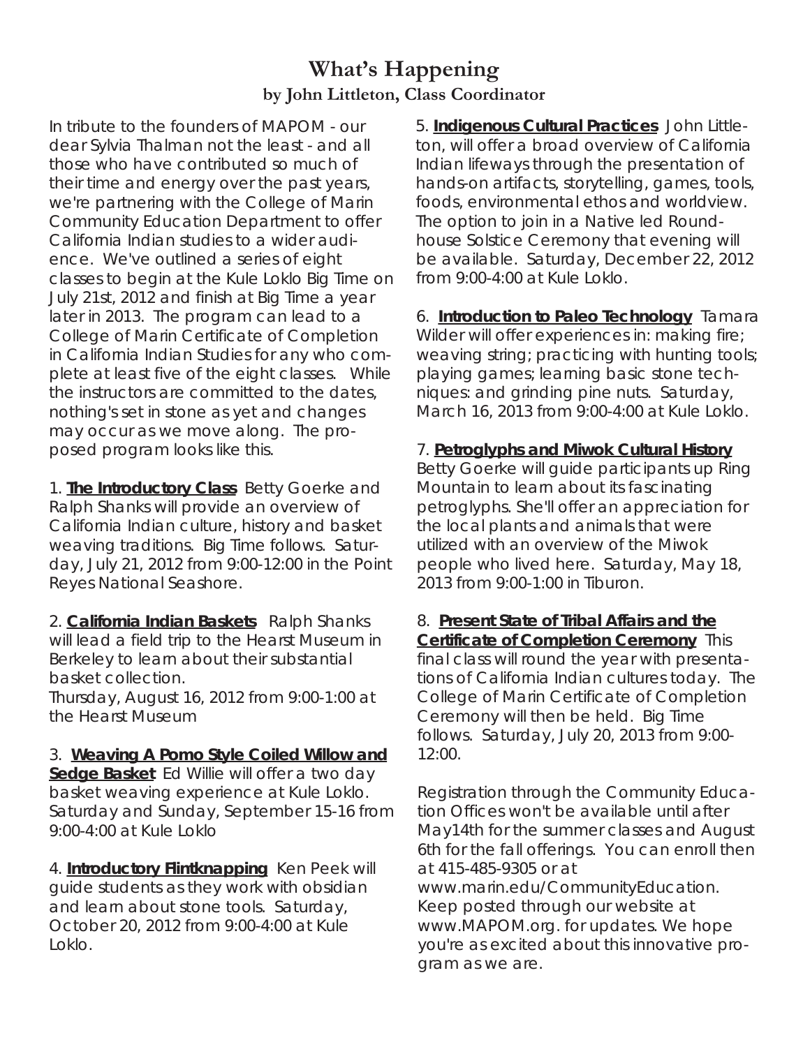# What's Happening

**by John Littleton, Class Coordinator**

In tribute to the founders of MAPOM - our dear Sylvia Thalman not the least - and all those who have contributed so much of their time and energy over the past years, we're partnering with the College of Marin Community Education Department to offer California Indian studies to a wider audience. We've outlined a series of eight classes to begin at the Kule Loklo Big Time on July 21st, 2012 and finish at Big Time a year later in 2013. The program can lead to a College of Marin Certificate of Completion in California Indian Studies for any who complete at least five of the eight classes. While the instructors are committed to the dates, nothing's set in stone as yet and changes may occur as we move along. The proposed program looks like this.

1. **The Introductory Class** Betty Goerke and Ralph Shanks will provide an overview of California Indian culture, history and basket weaving traditions. Big Time follows. Saturday, July 21, 2012 from 9:00-12:00 in the Point Reyes National Seashore.

2. **California Indian Baskets** Ralph Shanks will lead a field trip to the Hearst Museum in Berkeley to learn about their substantial basket collection.
Thursday, August 16, 2012 from 9:00-1:00 at the Hearst Museum

3. **Weaving A Pomo Style Coiled Willow and Sedge Basket** Ed Willie will offer a two day basket weaving experience at Kule Loklo. Saturday and Sunday, September 15-16 from 9:00-4:00 at Kule Loklo

4. **Introductory Flintknapping** Ken Peek will guide students as they work with obsidian and learn about stone tools. Saturday, October 20, 2012 from 9:00-4:00 at Kule Loklo.

5. **Indigenous Cultural Practices** John Littleton, will offer a broad overview of California Indian lifeways through the presentation of hands-on artifacts, storytelling, games, tools, foods, environmental ethos and worldview. The option to join in a Native led Roundhouse Solstice Ceremony that evening will be available. Saturday, December 22, 2012 from 9:00-4:00 at Kule Loklo.

6. **Introduction to Paleo Technology** Tamara Wilder will offer experiences in: making fire; weaving string; practicing with hunting tools; playing games; learning basic stone techniques: and grinding pine nuts. Saturday, March 16, 2013 from 9:00-4:00 at Kule Loklo.

7. **Petroglyphs and Miwok Cultural History** Betty Goerke will guide participants up Ring Mountain to learn about its fascinating petroglyphs. She'll offer an appreciation for the local plants and animals that were utilized with an overview of the Miwok people who lived here. Saturday, May 18, 2013 from 9:00-1:00 in Tiburon.

8. **Present State of Tribal Affairs and the Certificate of Completion Ceremony** This final class will round the year with presentations of California Indian cultures today. The College of Marin Certificate of Completion Ceremony will then be held. Big Time follows. Saturday, July 20, 2013 from 9:00-12:00.

Registration through the Community Education Offices won't be available until after May14th for the summer classes and August 6th for the fall offerings. You can enroll then at 415-485-9305 or at www.marin.edu/CommunityEducation. Keep posted through our website at www.MAPOM.org. for updates. We hope you're as excited about this innovative program as we are.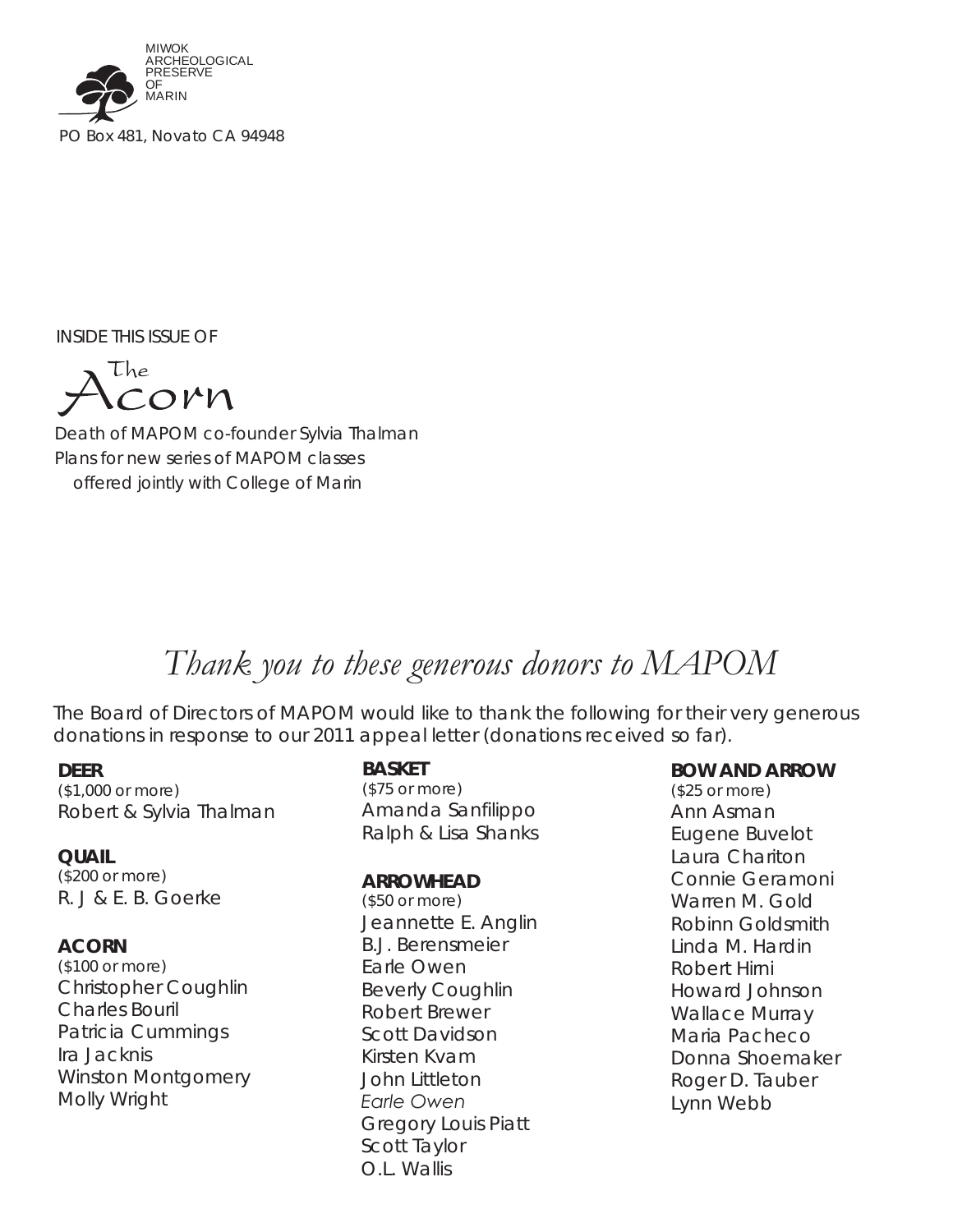MIWOK ARCHEOLOGICAL PRESERVE OF MARIN

PO Box 481, Novato CA 94948

INSIDE THIS ISSUE OF

# The Acorn

Death of MAPOM co-founder Sylvia Thalman

Plans for new series of MAPOM classes offered jointly with College of Marin

## *Thank you to these generous donors to MAPOM*

The Board of Directors of MAPOM would like to thank the following for their very generous donations in response to our 2011 appeal letter (donations received so far).

**DEER**
($1,000 or more)
Robert & Sylvia Thalman

**QUAIL**
($200 or more)
R. J & E. B. Goerke

**ACORN**
($100 or more)
Christopher Coughlin
Charles Bouril
Patricia Cummings
Ira Jacknis
Winston Montgomery
Molly Wright

**BASKET**
($75 or more)
Amanda Sanfilippo
Ralph & Lisa Shanks

**ARROWHEAD**
($50 or more)
Jeannette E. Anglin
B.J. Berensmeier
Earle Owen
Beverly Coughlin
Robert Brewer
Scott Davidson
Kirsten Kvam
John Littleton
*Earle Owen*
Gregory Louis Piatt
Scott Taylor
O.L. Wallis

**BOW AND ARROW**
($25 or more)
Ann Asman
Eugene Buvelot
Laura Chariton
Connie Geramoni
Warren M. Gold
Robinn Goldsmith
Linda M. Hardin
Robert Hirni
Howard Johnson
Wallace Murray
Maria Pacheco
Donna Shoemaker
Roger D. Tauber
Lynn Webb